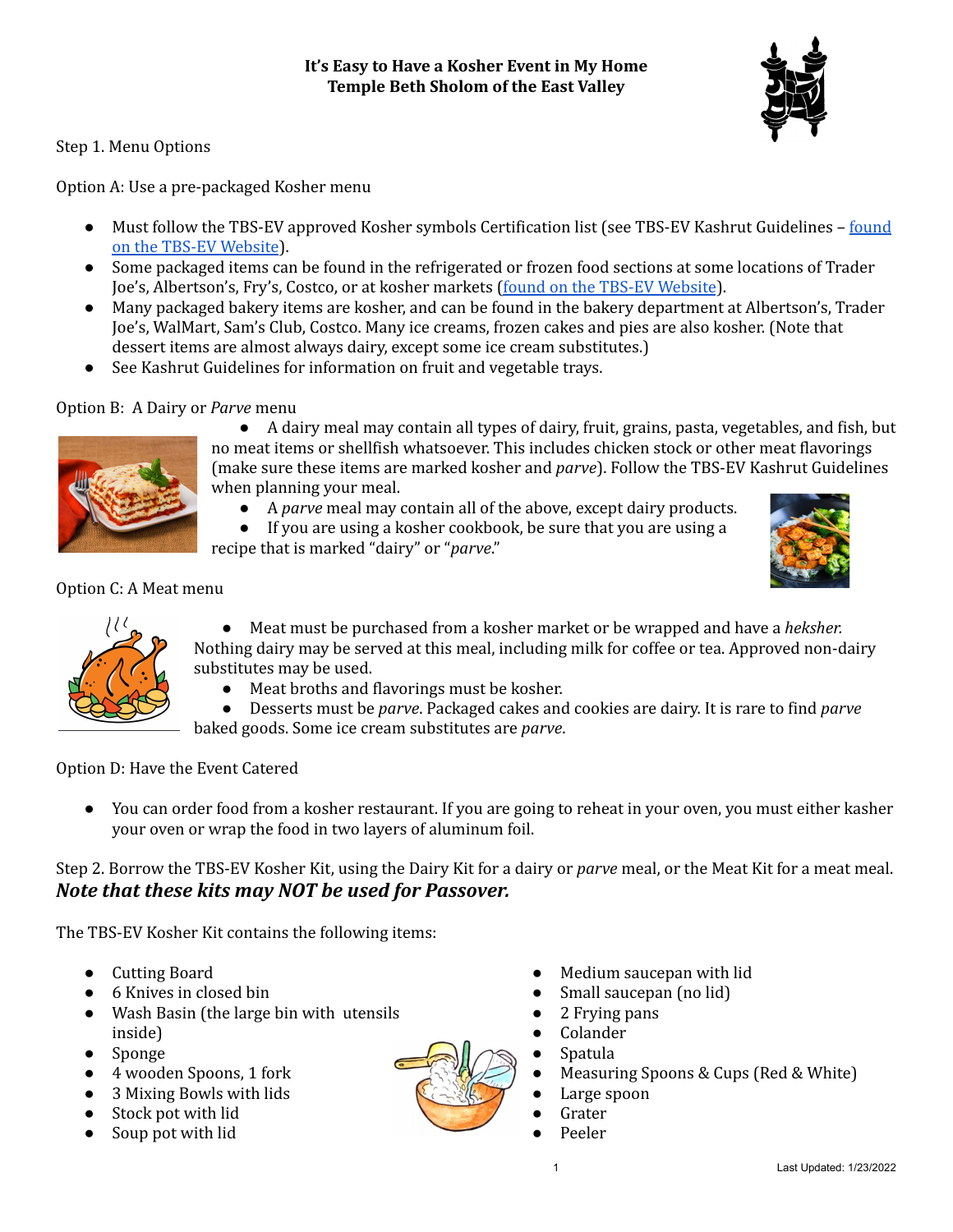# It's Easy to Have a Kosher Event in My Home
## Temple Beth Sholom of the East Valley

Step 1. Menu Options

Option A: Use a pre-packaged Kosher menu

- Must follow the TBS-EV approved Kosher symbols Certification list (see TBS-EV Kashrut Guidelines – found on the TBS-EV Website).
- Some packaged items can be found in the refrigerated or frozen food sections at some locations of Trader Joe's, Albertson's, Fry's, Costco, or at kosher markets (found on the TBS-EV Website).
- Many packaged bakery items are kosher, and can be found in the bakery department at Albertson's, Trader Joe's, WalMart, Sam's Club, Costco. Many ice creams, frozen cakes and pies are also kosher. (Note that dessert items are almost always dairy, except some ice cream substitutes.)
- See Kashrut Guidelines for information on fruit and vegetable trays.

Option B: A Dairy or *Parve* menu

- A dairy meal may contain all types of dairy, fruit, grains, pasta, vegetables, and fish, but no meat items or shellfish whatsoever. This includes chicken stock or other meat flavorings (make sure these items are marked kosher and *parve*). Follow the TBS-EV Kashrut Guidelines when planning your meal.
- A *parve* meal may contain all of the above, except dairy products.
- If you are using a kosher cookbook, be sure that you are using a recipe that is marked "dairy" or "*parve*."

Option C: A Meat menu

- Meat must be purchased from a kosher market or be wrapped and have a *hekhsher.* Nothing dairy may be served at this meal, including milk for coffee or tea. Approved non-dairy substitutes may be used.
- Meat broths and flavorings must be kosher.
- Desserts must be *parve*. Packaged cakes and cookies are dairy. It is rare to find *parve* baked goods. Some ice cream substitutes are *parve*.

Option D: Have the Event Catered

- You can order food from a kosher restaurant. If you are going to reheat in your oven, you must either kasher your oven or wrap the food in two layers of aluminum foil.

Step 2. Borrow the TBS-EV Kosher Kit, using the Dairy Kit for a dairy or *parve* meal, or the Meat Kit for a meat meal.

***Note that these kits may NOT be used for Passover.***

The TBS-EV Kosher Kit contains the following items:

- Cutting Board
- 6 Knives in closed bin
- Wash Basin (the large bin with utensils inside)
- Sponge
- 4 wooden Spoons, 1 fork
- 3 Mixing Bowls with lids
- Stock pot with lid
- Soup pot with lid
- Medium saucepan with lid
- Small saucepan (no lid)
- 2 Frying pans
- Colander
- Spatula
- Measuring Spoons & Cups (Red & White)
- Large spoon
- Grater
- Peeler

Last Updated: 1/23/2022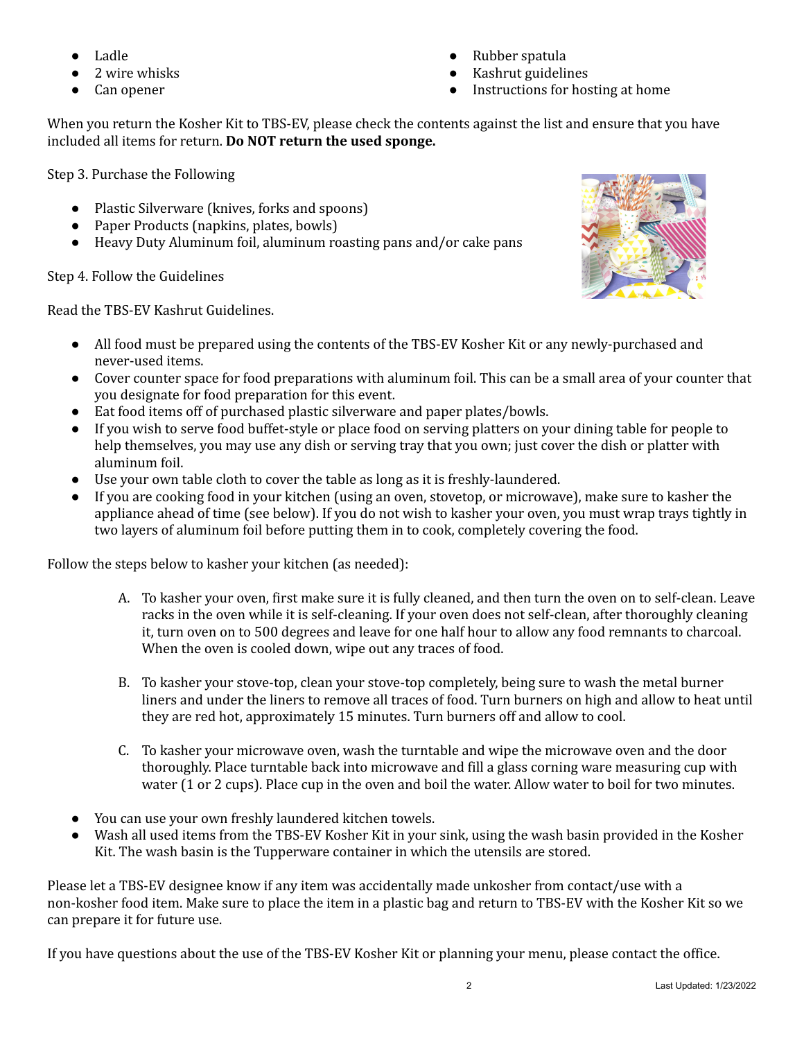- Ladle
- 2 wire whisks
- Can opener
- Rubber spatula
- Kashrut guidelines
- Instructions for hosting at home

When you return the Kosher Kit to TBS-EV, please check the contents against the list and ensure that you have included all items for return. **Do NOT return the used sponge.**

Step 3. Purchase the Following

- Plastic Silverware (knives, forks and spoons)
- Paper Products (napkins, plates, bowls)
- Heavy Duty Aluminum foil, aluminum roasting pans and/or cake pans

Step 4. Follow the Guidelines

Read the TBS-EV Kashrut Guidelines.

- All food must be prepared using the contents of the TBS-EV Kosher Kit or any newly-purchased and never-used items.
- Cover counter space for food preparations with aluminum foil. This can be a small area of your counter that you designate for food preparation for this event.
- Eat food items off of purchased plastic silverware and paper plates/bowls.
- If you wish to serve food buffet-style or place food on serving platters on your dining table for people to help themselves, you may use any dish or serving tray that you own; just cover the dish or platter with aluminum foil.
- Use your own table cloth to cover the table as long as it is freshly-laundered.
- If you are cooking food in your kitchen (using an oven, stovetop, or microwave), make sure to kasher the appliance ahead of time (see below). If you do not wish to kasher your oven, you must wrap trays tightly in two layers of aluminum foil before putting them in to cook, completely covering the food.

Follow the steps below to kasher your kitchen (as needed):

A. To kasher your oven, first make sure it is fully cleaned, and then turn the oven on to self-clean. Leave racks in the oven while it is self-cleaning. If your oven does not self-clean, after thoroughly cleaning it, turn oven on to 500 degrees and leave for one half hour to allow any food remnants to charcoal. When the oven is cooled down, wipe out any traces of food.

B. To kasher your stove-top, clean your stove-top completely, being sure to wash the metal burner liners and under the liners to remove all traces of food. Turn burners on high and allow to heat until they are red hot, approximately 15 minutes. Turn burners off and allow to cool.

C. To kasher your microwave oven, wash the turntable and wipe the microwave oven and the door thoroughly. Place turntable back into microwave and fill a glass corning ware measuring cup with water (1 or 2 cups). Place cup in the oven and boil the water. Allow water to boil for two minutes.

- You can use your own freshly laundered kitchen towels.
- Wash all used items from the TBS-EV Kosher Kit in your sink, using the wash basin provided in the Kosher Kit. The wash basin is the Tupperware container in which the utensils are stored.

Please let a TBS-EV designee know if any item was accidentally made unkosher from contact/use with a non-kosher food item. Make sure to place the item in a plastic bag and return to TBS-EV with the Kosher Kit so we can prepare it for future use.

If you have questions about the use of the TBS-EV Kosher Kit or planning your menu, please contact the office.

Last Updated: 1/23/2022